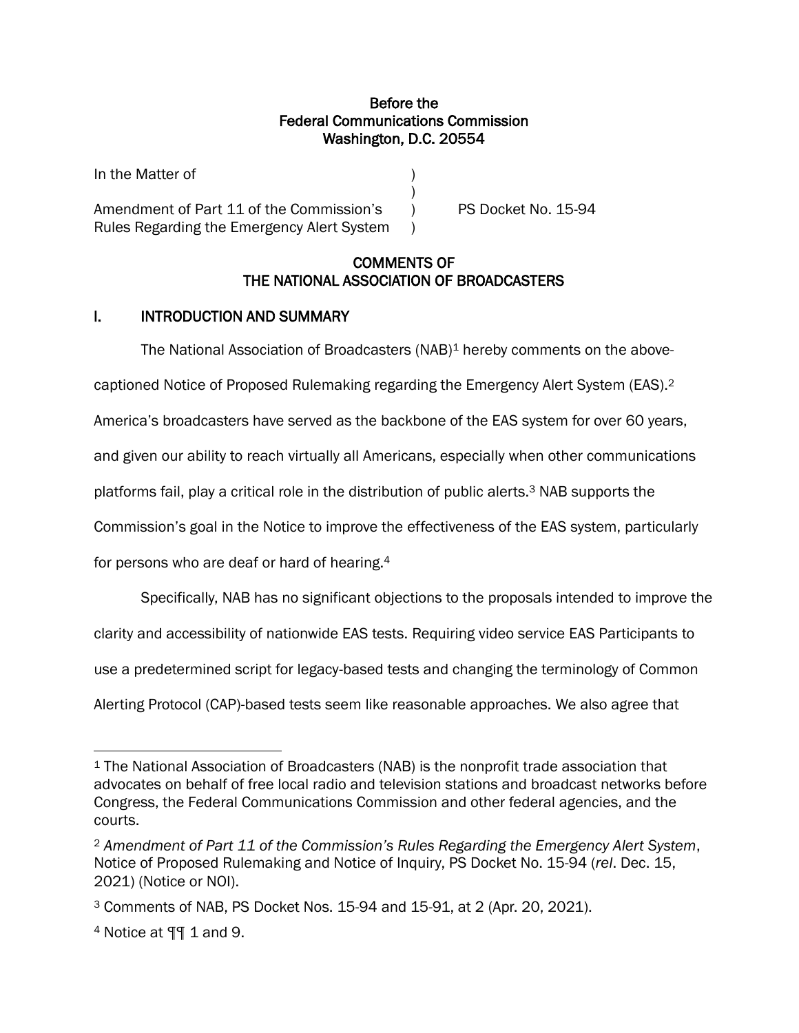**Before the**
**Federal Communications Commission**
**Washington, D.C. 20554**

| | | |
|---|---|---|
| In the Matter of | ) | |
| | ) | |
| Amendment of Part 11 of the Commission's | ) | PS Docket No. 15-94 |
| Rules Regarding the Emergency Alert System | ) | |

## COMMENTS OF THE NATIONAL ASSOCIATION OF BROADCASTERS

## I. INTRODUCTION AND SUMMARY

The National Association of Broadcasters (NAB)[1] hereby comments on the above-captioned Notice of Proposed Rulemaking regarding the Emergency Alert System (EAS).[2] America's broadcasters have served as the backbone of the EAS system for over 60 years, and given our ability to reach virtually all Americans, especially when other communications platforms fail, play a critical role in the distribution of public alerts.[3] NAB supports the Commission's goal in the Notice to improve the effectiveness of the EAS system, particularly for persons who are deaf or hard of hearing.[4]

Specifically, NAB has no significant objections to the proposals intended to improve the clarity and accessibility of nationwide EAS tests. Requiring video service EAS Participants to use a predetermined script for legacy-based tests and changing the terminology of Common Alerting Protocol (CAP)-based tests seem like reasonable approaches. We also agree that

---

[1] The National Association of Broadcasters (NAB) is the nonprofit trade association that advocates on behalf of free local radio and television stations and broadcast networks before Congress, the Federal Communications Commission and other federal agencies, and the courts.

[2] *Amendment of Part 11 of the Commission's Rules Regarding the Emergency Alert System*, Notice of Proposed Rulemaking and Notice of Inquiry, PS Docket No. 15-94 (*rel*. Dec. 15, 2021) (Notice or NOI).

[3] Comments of NAB, PS Docket Nos. 15-94 and 15-91, at 2 (Apr. 20, 2021).

[4] Notice at ¶¶ 1 and 9.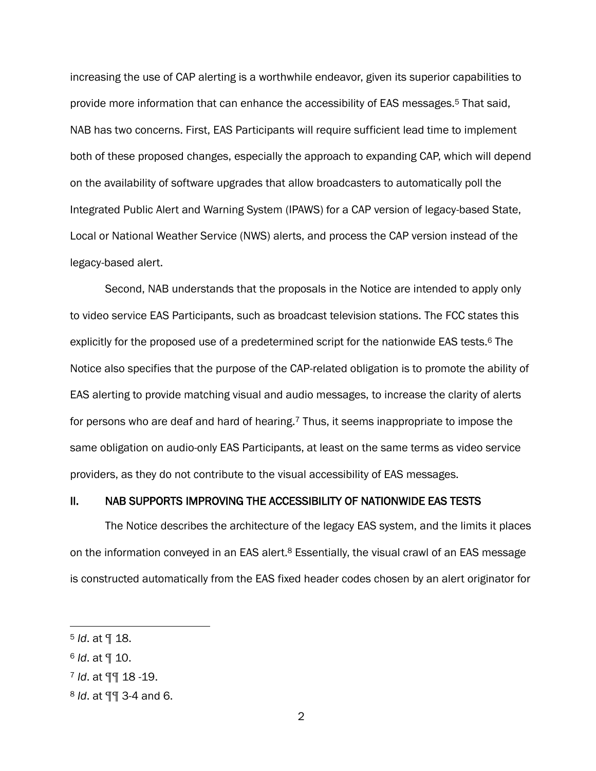increasing the use of CAP alerting is a worthwhile endeavor, given its superior capabilities to provide more information that can enhance the accessibility of EAS messages.[5] That said, NAB has two concerns. First, EAS Participants will require sufficient lead time to implement both of these proposed changes, especially the approach to expanding CAP, which will depend on the availability of software upgrades that allow broadcasters to automatically poll the Integrated Public Alert and Warning System (IPAWS) for a CAP version of legacy-based State, Local or National Weather Service (NWS) alerts, and process the CAP version instead of the legacy-based alert.

Second, NAB understands that the proposals in the Notice are intended to apply only to video service EAS Participants, such as broadcast television stations. The FCC states this explicitly for the proposed use of a predetermined script for the nationwide EAS tests.[6] The Notice also specifies that the purpose of the CAP-related obligation is to promote the ability of EAS alerting to provide matching visual and audio messages, to increase the clarity of alerts for persons who are deaf and hard of hearing.[7] Thus, it seems inappropriate to impose the same obligation on audio-only EAS Participants, at least on the same terms as video service providers, as they do not contribute to the visual accessibility of EAS messages.

## II. NAB SUPPORTS IMPROVING THE ACCESSIBILITY OF NATIONWIDE EAS TESTS

The Notice describes the architecture of the legacy EAS system, and the limits it places on the information conveyed in an EAS alert.[8] Essentially, the visual crawl of an EAS message is constructed automatically from the EAS fixed header codes chosen by an alert originator for

---

[5] *Id*. at ¶ 18.

[6] *Id*. at ¶ 10.

[7] *Id*. at ¶¶ 18 -19.

[8] *Id*. at ¶¶ 3-4 and 6.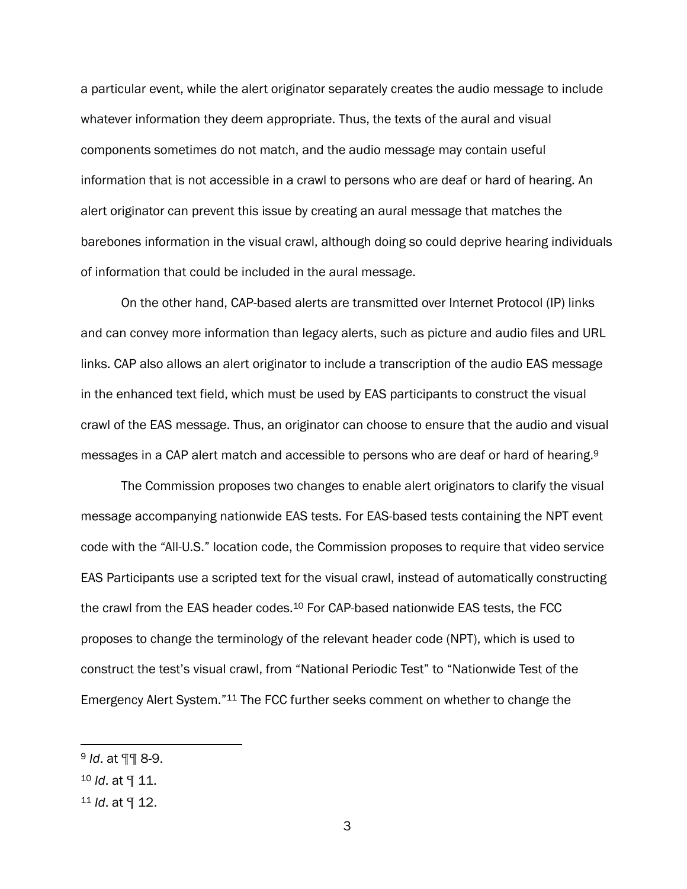a particular event, while the alert originator separately creates the audio message to include whatever information they deem appropriate. Thus, the texts of the aural and visual components sometimes do not match, and the audio message may contain useful information that is not accessible in a crawl to persons who are deaf or hard of hearing. An alert originator can prevent this issue by creating an aural message that matches the barebones information in the visual crawl, although doing so could deprive hearing individuals of information that could be included in the aural message.

On the other hand, CAP-based alerts are transmitted over Internet Protocol (IP) links and can convey more information than legacy alerts, such as picture and audio files and URL links. CAP also allows an alert originator to include a transcription of the audio EAS message in the enhanced text field, which must be used by EAS participants to construct the visual crawl of the EAS message. Thus, an originator can choose to ensure that the audio and visual messages in a CAP alert match and accessible to persons who are deaf or hard of hearing.[9]

The Commission proposes two changes to enable alert originators to clarify the visual message accompanying nationwide EAS tests. For EAS-based tests containing the NPT event code with the "All-U.S." location code, the Commission proposes to require that video service EAS Participants use a scripted text for the visual crawl, instead of automatically constructing the crawl from the EAS header codes.[10] For CAP-based nationwide EAS tests, the FCC proposes to change the terminology of the relevant header code (NPT), which is used to construct the test's visual crawl, from "National Periodic Test" to "Nationwide Test of the Emergency Alert System."[11] The FCC further seeks comment on whether to change the

---

[9] *Id*. at ¶¶ 8-9.

[10] *Id*. at ¶ 11.

[11] *Id*. at ¶ 12.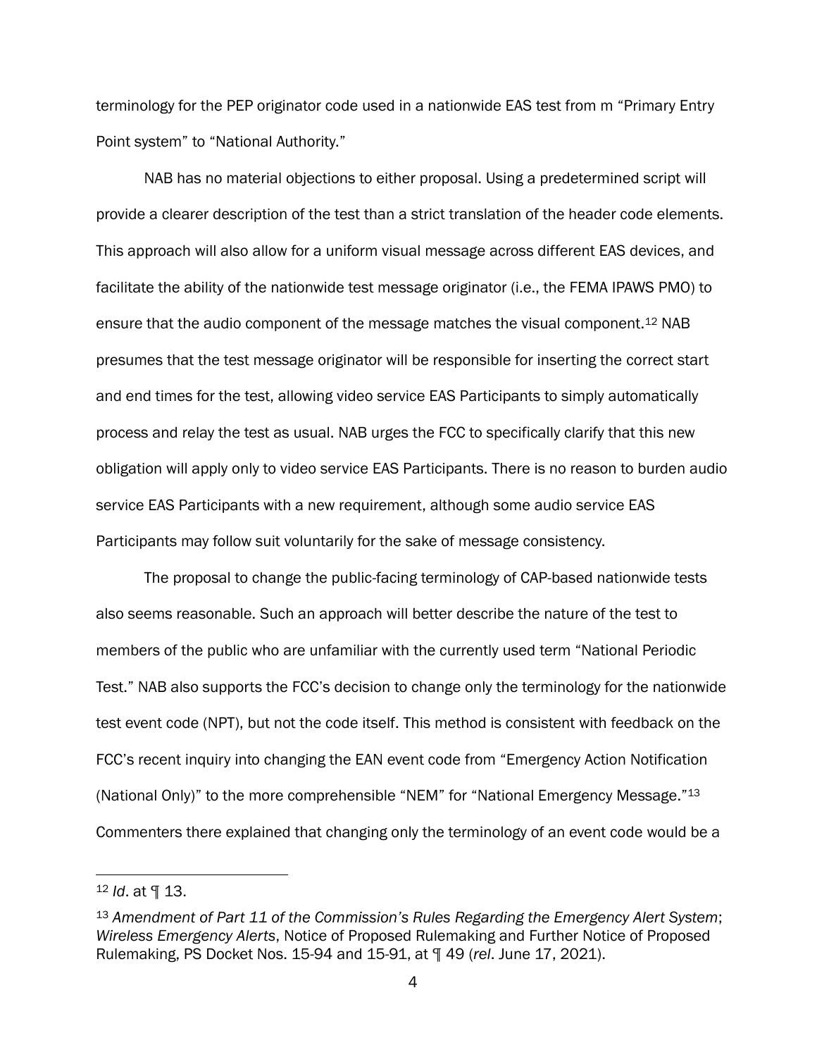terminology for the PEP originator code used in a nationwide EAS test from m "Primary Entry Point system" to "National Authority."

NAB has no material objections to either proposal. Using a predetermined script will provide a clearer description of the test than a strict translation of the header code elements. This approach will also allow for a uniform visual message across different EAS devices, and facilitate the ability of the nationwide test message originator (i.e., the FEMA IPAWS PMO) to ensure that the audio component of the message matches the visual component.[12] NAB presumes that the test message originator will be responsible for inserting the correct start and end times for the test, allowing video service EAS Participants to simply automatically process and relay the test as usual. NAB urges the FCC to specifically clarify that this new obligation will apply only to video service EAS Participants. There is no reason to burden audio service EAS Participants with a new requirement, although some audio service EAS Participants may follow suit voluntarily for the sake of message consistency.

The proposal to change the public-facing terminology of CAP-based nationwide tests also seems reasonable. Such an approach will better describe the nature of the test to members of the public who are unfamiliar with the currently used term "National Periodic Test." NAB also supports the FCC's decision to change only the terminology for the nationwide test event code (NPT), but not the code itself. This method is consistent with feedback on the FCC's recent inquiry into changing the EAN event code from "Emergency Action Notification (National Only)" to the more comprehensible "NEM" for "National Emergency Message."[13] Commenters there explained that changing only the terminology of an event code would be a

---

[12] *Id*. at ¶ 13.

[13] *Amendment of Part 11 of the Commission's Rules Regarding the Emergency Alert System*; *Wireless Emergency Alerts*, Notice of Proposed Rulemaking and Further Notice of Proposed Rulemaking, PS Docket Nos. 15-94 and 15-91, at ¶ 49 (*rel*. June 17, 2021).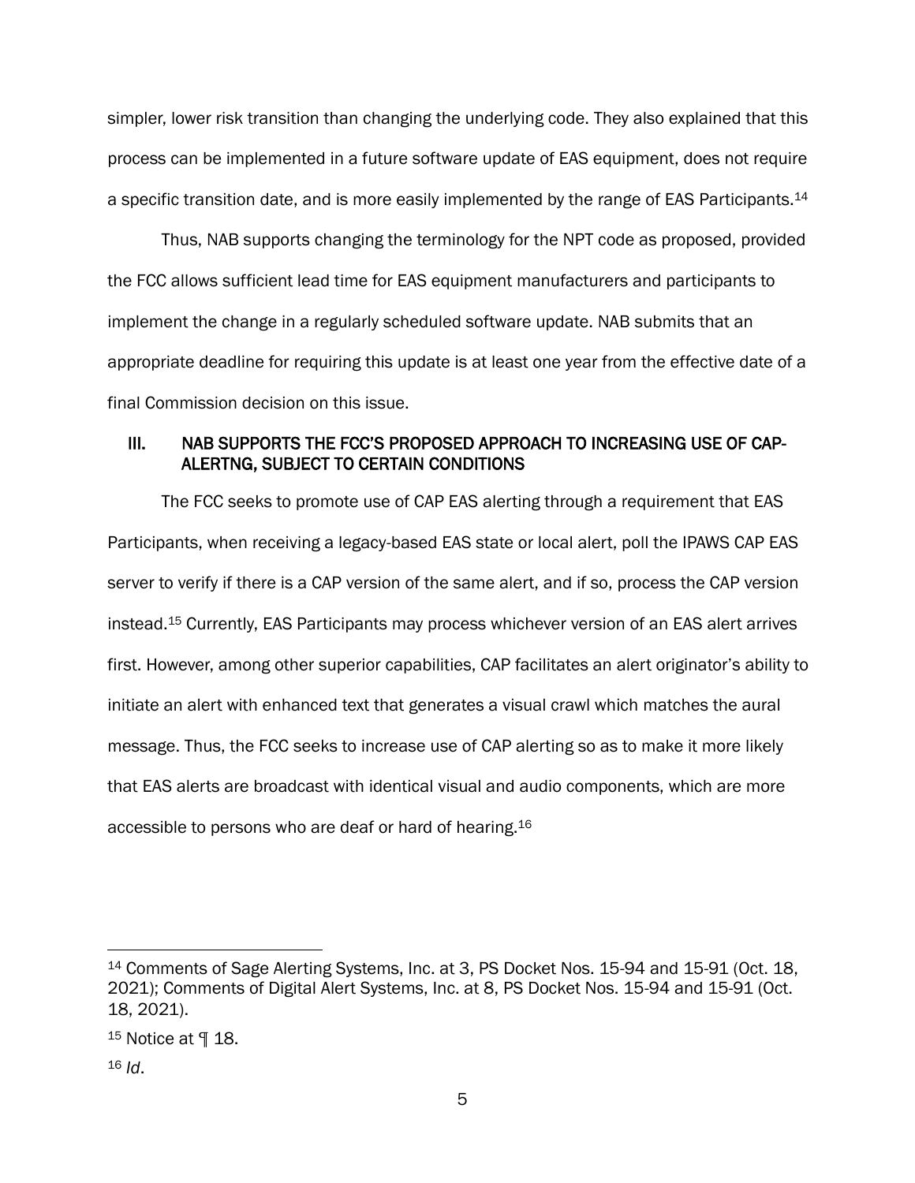simpler, lower risk transition than changing the underlying code. They also explained that this process can be implemented in a future software update of EAS equipment, does not require a specific transition date, and is more easily implemented by the range of EAS Participants.[14]

Thus, NAB supports changing the terminology for the NPT code as proposed, provided the FCC allows sufficient lead time for EAS equipment manufacturers and participants to implement the change in a regularly scheduled software update. NAB submits that an appropriate deadline for requiring this update is at least one year from the effective date of a final Commission decision on this issue.

## III. NAB SUPPORTS THE FCC'S PROPOSED APPROACH TO INCREASING USE OF CAP-ALERTNG, SUBJECT TO CERTAIN CONDITIONS

The FCC seeks to promote use of CAP EAS alerting through a requirement that EAS Participants, when receiving a legacy-based EAS state or local alert, poll the IPAWS CAP EAS server to verify if there is a CAP version of the same alert, and if so, process the CAP version instead.[15] Currently, EAS Participants may process whichever version of an EAS alert arrives first. However, among other superior capabilities, CAP facilitates an alert originator's ability to initiate an alert with enhanced text that generates a visual crawl which matches the aural message. Thus, the FCC seeks to increase use of CAP alerting so as to make it more likely that EAS alerts are broadcast with identical visual and audio components, which are more accessible to persons who are deaf or hard of hearing.[16]

---

[14] Comments of Sage Alerting Systems, Inc. at 3, PS Docket Nos. 15-94 and 15-91 (Oct. 18, 2021); Comments of Digital Alert Systems, Inc. at 8, PS Docket Nos. 15-94 and 15-91 (Oct. 18, 2021).

[15] Notice at ¶ 18.

[16] *Id*.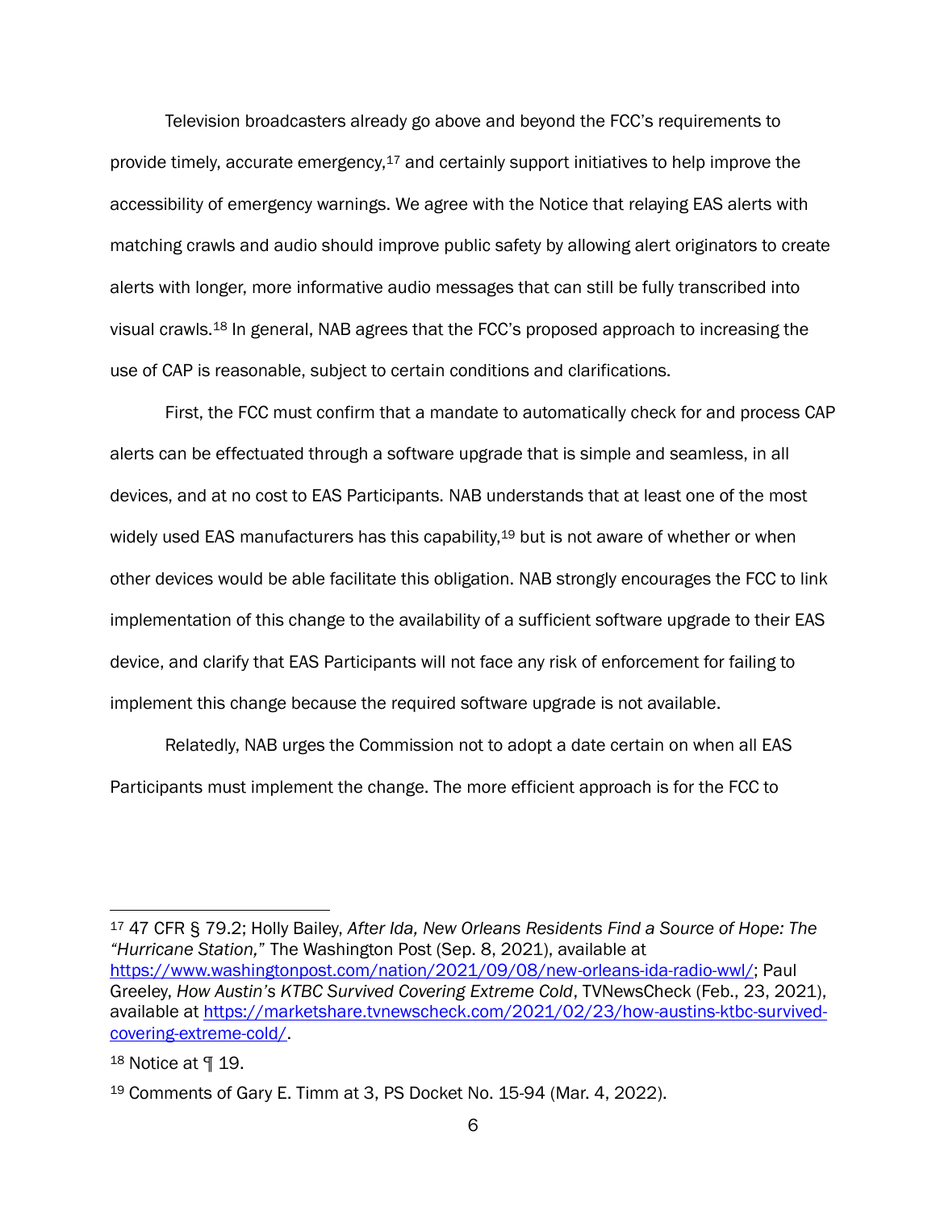Television broadcasters already go above and beyond the FCC's requirements to provide timely, accurate emergency,[17] and certainly support initiatives to help improve the accessibility of emergency warnings. We agree with the Notice that relaying EAS alerts with matching crawls and audio should improve public safety by allowing alert originators to create alerts with longer, more informative audio messages that can still be fully transcribed into visual crawls.[18] In general, NAB agrees that the FCC's proposed approach to increasing the use of CAP is reasonable, subject to certain conditions and clarifications.

First, the FCC must confirm that a mandate to automatically check for and process CAP alerts can be effectuated through a software upgrade that is simple and seamless, in all devices, and at no cost to EAS Participants. NAB understands that at least one of the most widely used EAS manufacturers has this capability,[19] but is not aware of whether or when other devices would be able facilitate this obligation. NAB strongly encourages the FCC to link implementation of this change to the availability of a sufficient software upgrade to their EAS device, and clarify that EAS Participants will not face any risk of enforcement for failing to implement this change because the required software upgrade is not available.

Relatedly, NAB urges the Commission not to adopt a date certain on when all EAS Participants must implement the change. The more efficient approach is for the FCC to

---

[17] 47 CFR § 79.2; Holly Bailey, *After Ida, New Orleans Residents Find a Source of Hope: The "Hurricane Station,"* The Washington Post (Sep. 8, 2021), available at https://www.washingtonpost.com/nation/2021/09/08/new-orleans-ida-radio-wwl/; Paul Greeley, *How Austin's KTBC Survived Covering Extreme Cold*, TVNewsCheck (Feb., 23, 2021), available at https://marketshare.tvnewscheck.com/2021/02/23/how-austins-ktbc-survived-covering-extreme-cold/.

[18] Notice at ¶ 19.

[19] Comments of Gary E. Timm at 3, PS Docket No. 15-94 (Mar. 4, 2022).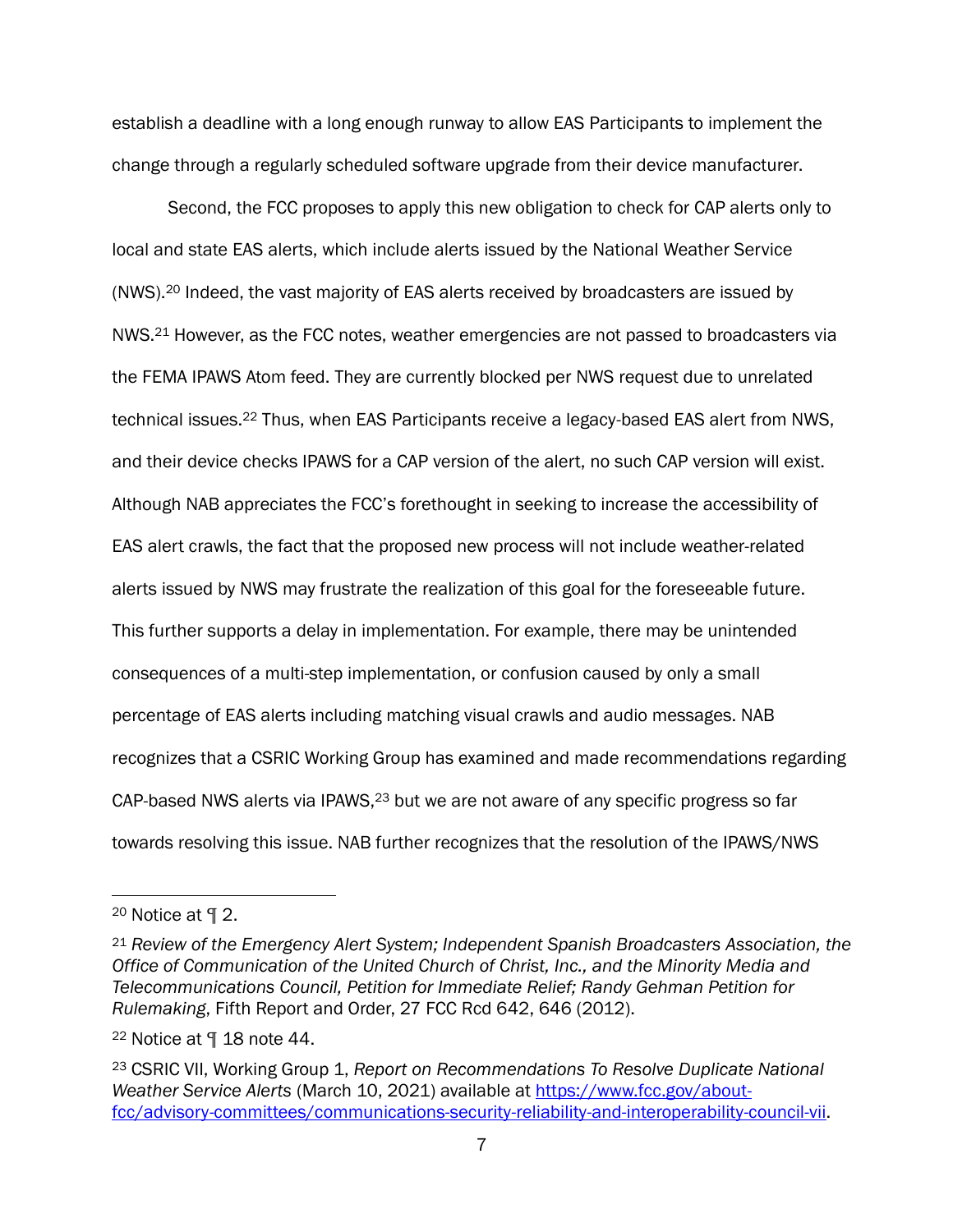establish a deadline with a long enough runway to allow EAS Participants to implement the change through a regularly scheduled software upgrade from their device manufacturer.

Second, the FCC proposes to apply this new obligation to check for CAP alerts only to local and state EAS alerts, which include alerts issued by the National Weather Service (NWS).[20] Indeed, the vast majority of EAS alerts received by broadcasters are issued by NWS.[21] However, as the FCC notes, weather emergencies are not passed to broadcasters via the FEMA IPAWS Atom feed. They are currently blocked per NWS request due to unrelated technical issues.[22] Thus, when EAS Participants receive a legacy-based EAS alert from NWS, and their device checks IPAWS for a CAP version of the alert, no such CAP version will exist. Although NAB appreciates the FCC's forethought in seeking to increase the accessibility of EAS alert crawls, the fact that the proposed new process will not include weather-related alerts issued by NWS may frustrate the realization of this goal for the foreseeable future. This further supports a delay in implementation. For example, there may be unintended consequences of a multi-step implementation, or confusion caused by only a small percentage of EAS alerts including matching visual crawls and audio messages. NAB recognizes that a CSRIC Working Group has examined and made recommendations regarding CAP-based NWS alerts via IPAWS,[23] but we are not aware of any specific progress so far towards resolving this issue. NAB further recognizes that the resolution of the IPAWS/NWS

---

[20] Notice at ¶ 2.

[21] *Review of the Emergency Alert System; Independent Spanish Broadcasters Association, the Office of Communication of the United Church of Christ, Inc., and the Minority Media and Telecommunications Council, Petition for Immediate Relief; Randy Gehman Petition for Rulemaking*, Fifth Report and Order, 27 FCC Rcd 642, 646 (2012).

[22] Notice at ¶ 18 note 44.

[23] CSRIC VII, Working Group 1, *Report on Recommendations To Resolve Duplicate National Weather Service Alerts* (March 10, 2021) available at https://www.fcc.gov/about-fcc/advisory-committees/communications-security-reliability-and-interoperability-council-vii.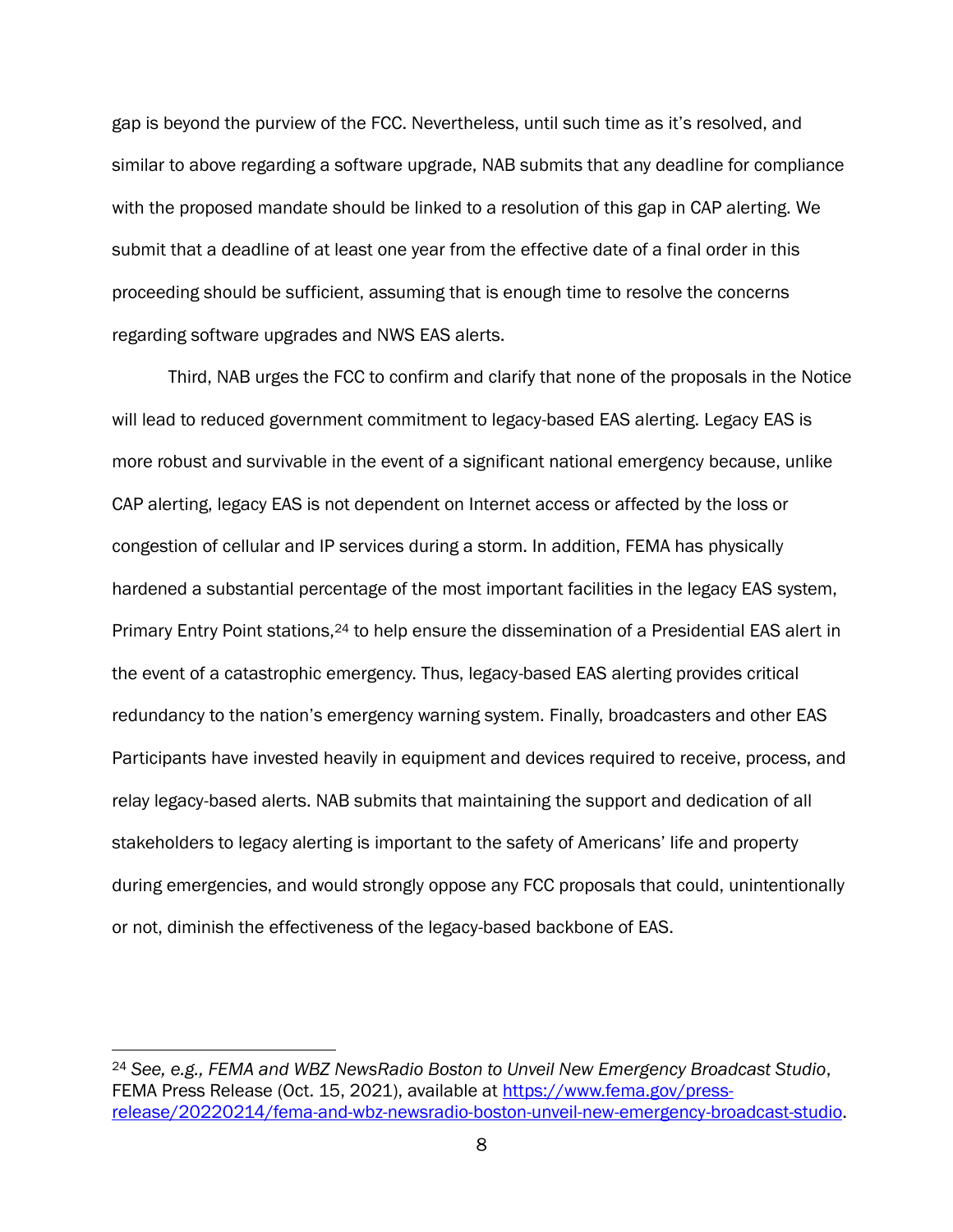gap is beyond the purview of the FCC. Nevertheless, until such time as it's resolved, and similar to above regarding a software upgrade, NAB submits that any deadline for compliance with the proposed mandate should be linked to a resolution of this gap in CAP alerting. We submit that a deadline of at least one year from the effective date of a final order in this proceeding should be sufficient, assuming that is enough time to resolve the concerns regarding software upgrades and NWS EAS alerts.

Third, NAB urges the FCC to confirm and clarify that none of the proposals in the Notice will lead to reduced government commitment to legacy-based EAS alerting. Legacy EAS is more robust and survivable in the event of a significant national emergency because, unlike CAP alerting, legacy EAS is not dependent on Internet access or affected by the loss or congestion of cellular and IP services during a storm. In addition, FEMA has physically hardened a substantial percentage of the most important facilities in the legacy EAS system, Primary Entry Point stations,[24] to help ensure the dissemination of a Presidential EAS alert in the event of a catastrophic emergency. Thus, legacy-based EAS alerting provides critical redundancy to the nation's emergency warning system. Finally, broadcasters and other EAS Participants have invested heavily in equipment and devices required to receive, process, and relay legacy-based alerts. NAB submits that maintaining the support and dedication of all stakeholders to legacy alerting is important to the safety of Americans' life and property during emergencies, and would strongly oppose any FCC proposals that could, unintentionally or not, diminish the effectiveness of the legacy-based backbone of EAS.

---

[24] *See, e.g., FEMA and WBZ NewsRadio Boston to Unveil New Emergency Broadcast Studio*, FEMA Press Release (Oct. 15, 2021), available at [https://www.fema.gov/press-release/20220214/fema-and-wbz-newsradio-boston-unveil-new-emergency-broadcast-studio](https://www.fema.gov/press-release/20220214/fema-and-wbz-newsradio-boston-unveil-new-emergency-broadcast-studio).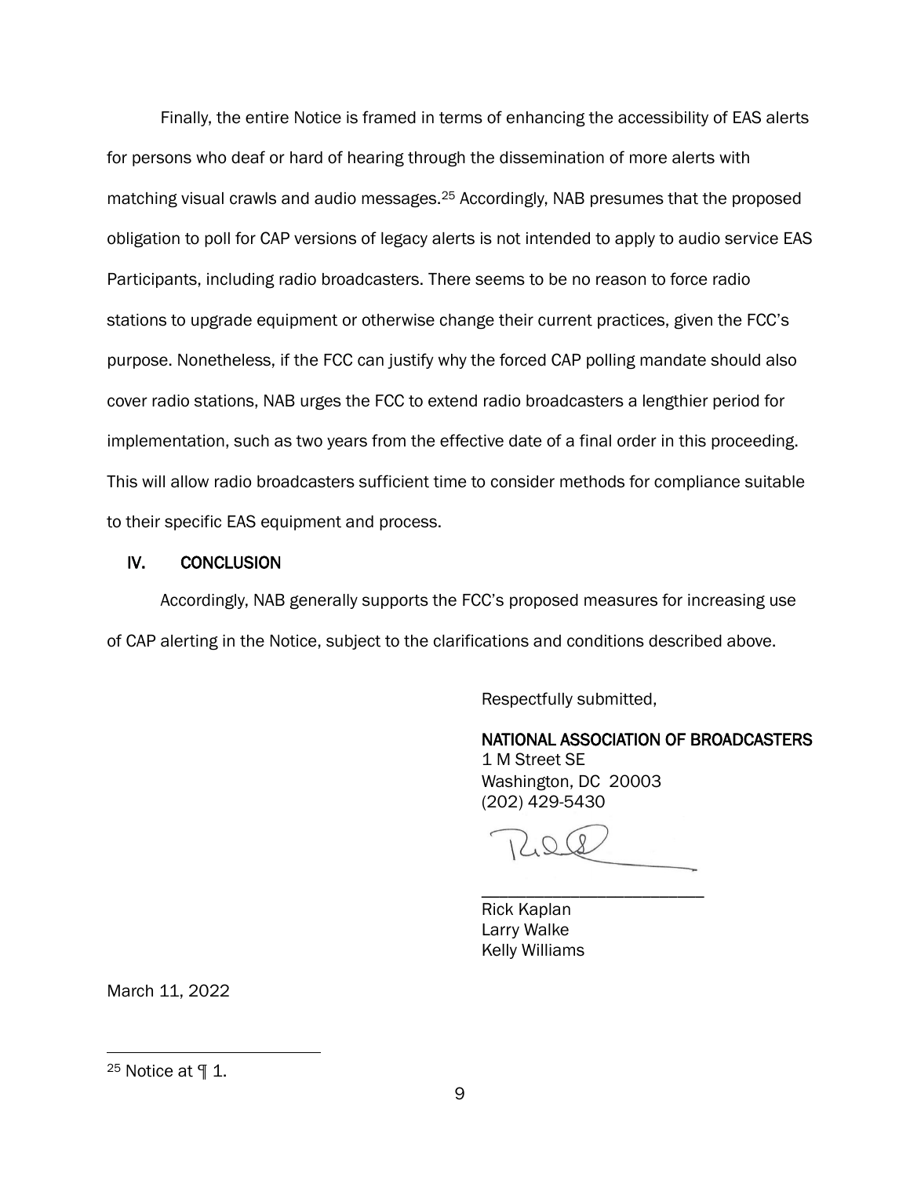Finally, the entire Notice is framed in terms of enhancing the accessibility of EAS alerts for persons who deaf or hard of hearing through the dissemination of more alerts with matching visual crawls and audio messages.[25] Accordingly, NAB presumes that the proposed obligation to poll for CAP versions of legacy alerts is not intended to apply to audio service EAS Participants, including radio broadcasters. There seems to be no reason to force radio stations to upgrade equipment or otherwise change their current practices, given the FCC's purpose. Nonetheless, if the FCC can justify why the forced CAP polling mandate should also cover radio stations, NAB urges the FCC to extend radio broadcasters a lengthier period for implementation, such as two years from the effective date of a final order in this proceeding. This will allow radio broadcasters sufficient time to consider methods for compliance suitable to their specific EAS equipment and process.

## IV. CONCLUSION

Accordingly, NAB generally supports the FCC's proposed measures for increasing use of CAP alerting in the Notice, subject to the clarifications and conditions described above.

Respectfully submitted,

NATIONAL ASSOCIATION OF BROADCASTERS
1 M Street SE
Washington, DC 20003
(202) 429-5430

_________________________
Rick Kaplan
Larry Walke
Kelly Williams

March 11, 2022

---

[25] Notice at ¶ 1.